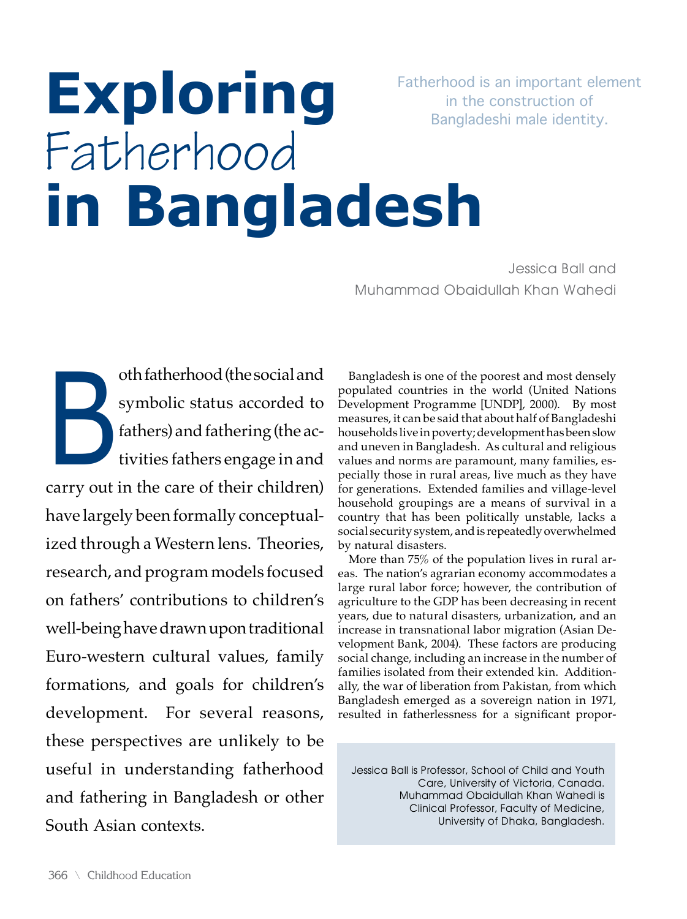# Exploring Fatherhood in Bangladesh

Fatherhood is an important element in the construction of Bangladeshi male identity.

Jessica Ball and Muhammad Obaidullah Khan Wahedi

Both fatherhood (the social and symbolic status accorded to fathers) and fathering (the activities fathers engage in and carry out in the care of their children) have largely been formally conceptualized through a Western lens. Theories, research, and program models focused on fathers' contributions to children's well-being have drawn upon traditional Euro-western cultural values, family formations, and goals for children's development. For several reasons, these perspectives are unlikely to be useful in understanding fatherhood and fathering in Bangladesh or other South Asian contexts.

Bangladesh is one of the poorest and most densely populated countries in the world (United Nations Development Programme [UNDP], 2000). By most measures, it can be said that about half of Bangladeshi households live in poverty; development has been slow and uneven in Bangladesh. As cultural and religious values and norms are paramount, many families, especially those in rural areas, live much as they have for generations. Extended families and village-level household groupings are a means of survival in a country that has been politically unstable, lacks a social security system, and is repeatedly overwhelmed by natural disasters.

More than 75% of the population lives in rural areas. The nation's agrarian economy accommodates a large rural labor force; however, the contribution of agriculture to the GDP has been decreasing in recent years, due to natural disasters, urbanization, and an increase in transnational labor migration (Asian Development Bank, 2004). These factors are producing social change, including an increase in the number of families isolated from their extended kin. Additionally, the war of liberation from Pakistan, from which Bangladesh emerged as a sovereign nation in 1971, resulted in fatherlessness for a significant propor-

Jessica Ball is Professor, School of Child and Youth Care, University of Victoria, Canada. Muhammad Obaidullah Khan Wahedi is Clinical Professor, Faculty of Medicine, University of Dhaka, Bangladesh.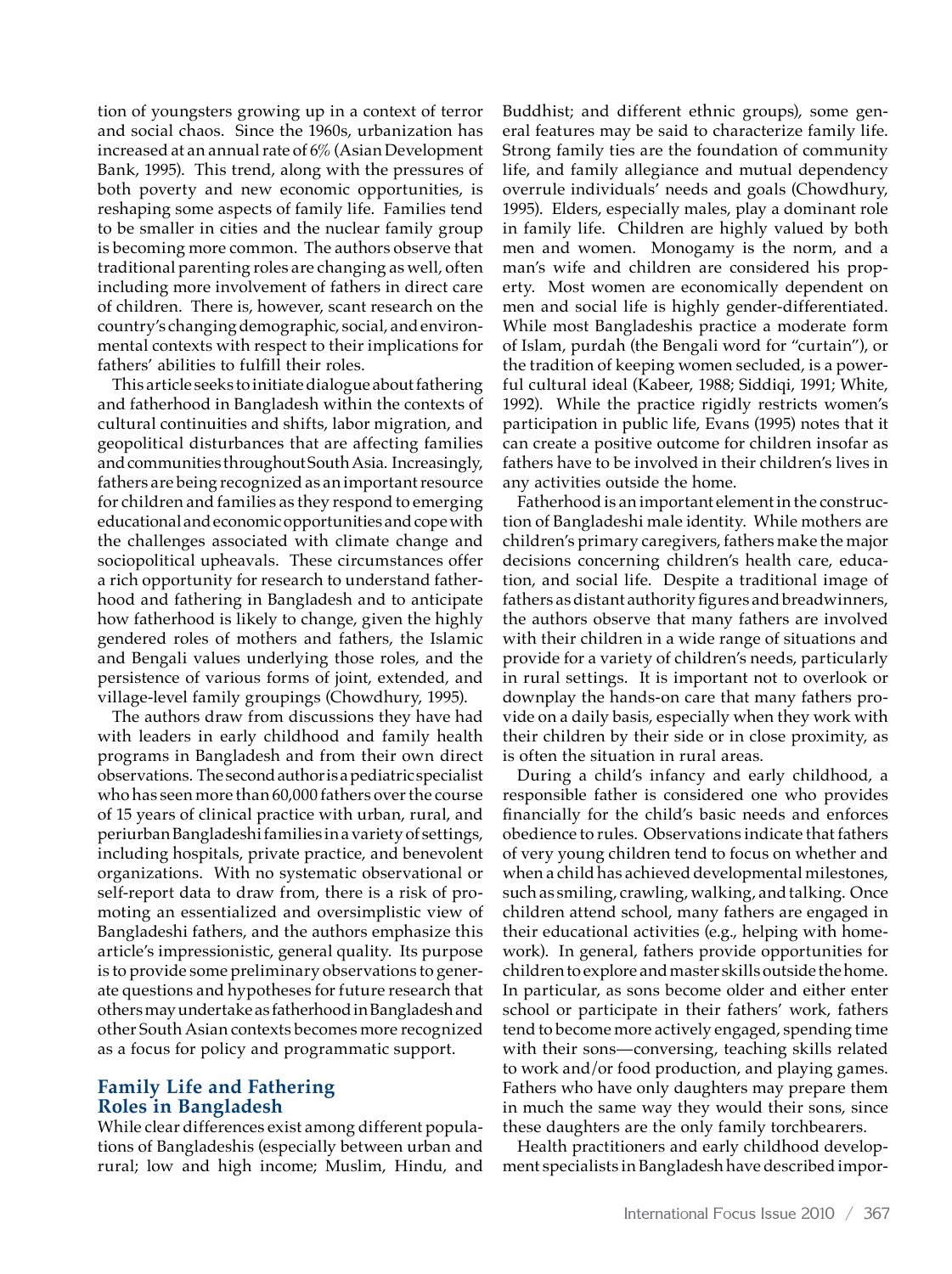tion of youngsters growing up in a context of terror and social chaos. Since the 1960s, urbanization has increased at an annual rate of 6% (Asian Development Bank, 1995). This trend, along with the pressures of both poverty and new economic opportunities, is reshaping some aspects of family life. Families tend to be smaller in cities and the nuclear family group is becoming more common. The authors observe that traditional parenting roles are changing as well, often including more involvement of fathers in direct care of children. There is, however, scant research on the country's changing demographic, social, and environmental contexts with respect to their implications for fathers' abilities to fulfill their roles.

This article seeks to initiate dialogue about fathering and fatherhood in Bangladesh within the contexts of cultural continuities and shifts, labor migration, and geopolitical disturbances that are affecting families and communities throughout South Asia. Increasingly, fathers are being recognized as an important resource for children and families as they respond to emerging educational and economic opportunities and cope with the challenges associated with climate change and sociopolitical upheavals. These circumstances offer a rich opportunity for research to understand fatherhood and fathering in Bangladesh and to anticipate how fatherhood is likely to change, given the highly gendered roles of mothers and fathers, the Islamic and Bengali values underlying those roles, and the persistence of various forms of joint, extended, and village-level family groupings (Chowdhury, 1995).

The authors draw from discussions they have had with leaders in early childhood and family health programs in Bangladesh and from their own direct observations. The second author is a pediatric specialist who has seen more than 60,000 fathers over the course of 15 years of clinical practice with urban, rural, and periurban Bangladeshi families in a variety of settings, including hospitals, private practice, and benevolent organizations. With no systematic observational or self-report data to draw from, there is a risk of promoting an essentialized and oversimplistic view of Bangladeshi fathers, and the authors emphasize this article's impressionistic, general quality. Its purpose is to provide some preliminary observations to generate questions and hypotheses for future research that others may undertake as fatherhood in Bangladesh and other South Asian contexts becomes more recognized as a focus for policy and programmatic support.

## Family Life and Fathering Roles in Bangladesh

While clear differences exist among different populations of Bangladeshis (especially between urban and rural; low and high income; Muslim, Hindu, and Buddhist; and different ethnic groups), some general features may be said to characterize family life. Strong family ties are the foundation of community life, and family allegiance and mutual dependency overrule individuals' needs and goals (Chowdhury, 1995). Elders, especially males, play a dominant role in family life. Children are highly valued by both men and women. Monogamy is the norm, and a man's wife and children are considered his property. Most women are economically dependent on men and social life is highly gender-differentiated. While most Bangladeshis practice a moderate form of Islam, purdah (the Bengali word for "curtain"), or the tradition of keeping women secluded, is a powerful cultural ideal (Kabeer, 1988; Siddiqi, 1991; White, 1992). While the practice rigidly restricts women's participation in public life, Evans (1995) notes that it can create a positive outcome for children insofar as fathers have to be involved in their children's lives in any activities outside the home.

Fatherhood is an important element in the construction of Bangladeshi male identity. While mothers are children's primary caregivers, fathers make the major decisions concerning children's health care, education, and social life. Despite a traditional image of fathers as distant authority figures and breadwinners, the authors observe that many fathers are involved with their children in a wide range of situations and provide for a variety of children's needs, particularly in rural settings. It is important not to overlook or downplay the hands-on care that many fathers provide on a daily basis, especially when they work with their children by their side or in close proximity, as is often the situation in rural areas.

During a child's infancy and early childhood, a responsible father is considered one who provides financially for the child's basic needs and enforces obedience to rules. Observations indicate that fathers of very young children tend to focus on whether and when a child has achieved developmental milestones, such as smiling, crawling, walking, and talking. Once children attend school, many fathers are engaged in their educational activities (e.g., helping with homework). In general, fathers provide opportunities for children to explore and master skills outside the home. In particular, as sons become older and either enter school or participate in their fathers' work, fathers tend to become more actively engaged, spending time with their sons—conversing, teaching skills related to work and/or food production, and playing games. Fathers who have only daughters may prepare them in much the same way they would their sons, since these daughters are the only family torchbearers.

Health practitioners and early childhood development specialists in Bangladesh have described impor-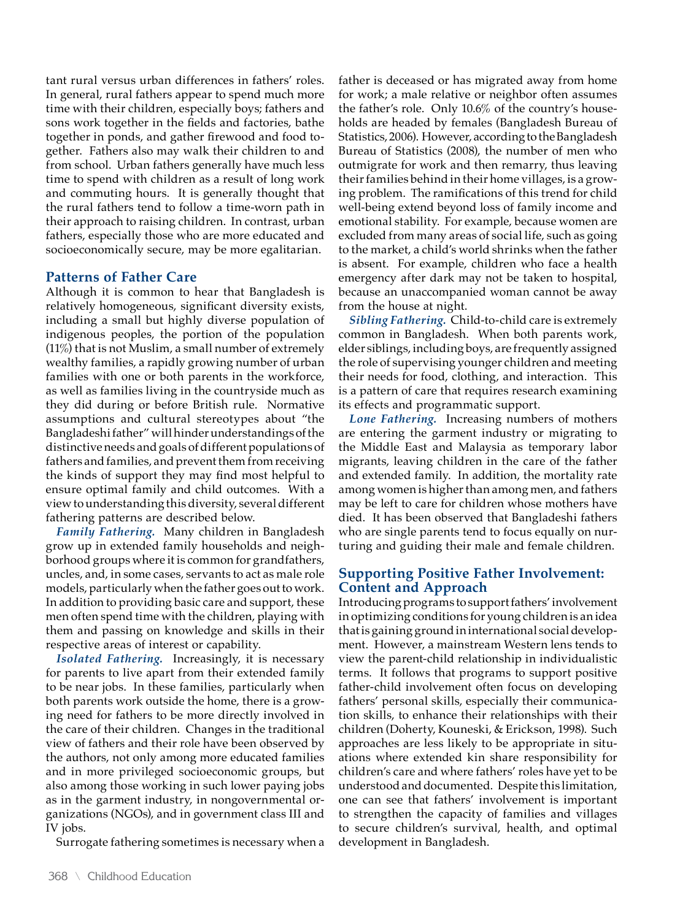tant rural versus urban differences in fathers' roles. In general, rural fathers appear to spend much more time with their children, especially boys; fathers and sons work together in the fields and factories, bathe together in ponds, and gather firewood and food together. Fathers also may walk their children to and from school. Urban fathers generally have much less time to spend with children as a result of long work and commuting hours. It is generally thought that the rural fathers tend to follow a time-worn path in their approach to raising children. In contrast, urban fathers, especially those who are more educated and socioeconomically secure, may be more egalitarian.

## Patterns of Father Care

Although it is common to hear that Bangladesh is relatively homogeneous, significant diversity exists, including a small but highly diverse population of indigenous peoples, the portion of the population (11%) that is not Muslim, a small number of extremely wealthy families, a rapidly growing number of urban families with one or both parents in the workforce, as well as families living in the countryside much as they did during or before British rule. Normative assumptions and cultural stereotypes about "the Bangladeshi father" will hinder understandings of the distinctive needs and goals of different populations of fathers and families, and prevent them from receiving the kinds of support they may find most helpful to ensure optimal family and child outcomes. With a view to understanding this diversity, several different fathering patterns are described below.

***Family Fathering.*** Many children in Bangladesh grow up in extended family households and neighborhood groups where it is common for grandfathers, uncles, and, in some cases, servants to act as male role models, particularly when the father goes out to work. In addition to providing basic care and support, these men often spend time with the children, playing with them and passing on knowledge and skills in their respective areas of interest or capability.

***Isolated Fathering.*** Increasingly, it is necessary for parents to live apart from their extended family to be near jobs. In these families, particularly when both parents work outside the home, there is a growing need for fathers to be more directly involved in the care of their children. Changes in the traditional view of fathers and their role have been observed by the authors, not only among more educated families and in more privileged socioeconomic groups, but also among those working in such lower paying jobs as in the garment industry, in nongovernmental organizations (NGOs), and in government class III and IV jobs.

Surrogate fathering sometimes is necessary when a father is deceased or has migrated away from home for work; a male relative or neighbor often assumes the father's role. Only 10.6% of the country's households are headed by females (Bangladesh Bureau of Statistics, 2006). However, according to the Bangladesh Bureau of Statistics (2008), the number of men who outmigrate for work and then remarry, thus leaving their families behind in their home villages, is a growing problem. The ramifications of this trend for child well-being extend beyond loss of family income and emotional stability. For example, because women are excluded from many areas of social life, such as going to the market, a child's world shrinks when the father is absent. For example, children who face a health emergency after dark may not be taken to hospital, because an unaccompanied woman cannot be away from the house at night.

***Sibling Fathering.*** Child-to-child care is extremely common in Bangladesh. When both parents work, elder siblings, including boys, are frequently assigned the role of supervising younger children and meeting their needs for food, clothing, and interaction. This is a pattern of care that requires research examining its effects and programmatic support.

***Lone Fathering.*** Increasing numbers of mothers are entering the garment industry or migrating to the Middle East and Malaysia as temporary labor migrants, leaving children in the care of the father and extended family. In addition, the mortality rate among women is higher than among men, and fathers may be left to care for children whose mothers have died. It has been observed that Bangladeshi fathers who are single parents tend to focus equally on nurturing and guiding their male and female children.

## Supporting Positive Father Involvement: Content and Approach

Introducing programs to support fathers' involvement in optimizing conditions for young children is an idea that is gaining ground in international social development. However, a mainstream Western lens tends to view the parent-child relationship in individualistic terms. It follows that programs to support positive father-child involvement often focus on developing fathers' personal skills, especially their communication skills, to enhance their relationships with their children (Doherty, Kouneski, & Erickson, 1998). Such approaches are less likely to be appropriate in situations where extended kin share responsibility for children's care and where fathers' roles have yet to be understood and documented. Despite this limitation, one can see that fathers' involvement is important to strengthen the capacity of families and villages to secure children's survival, health, and optimal development in Bangladesh.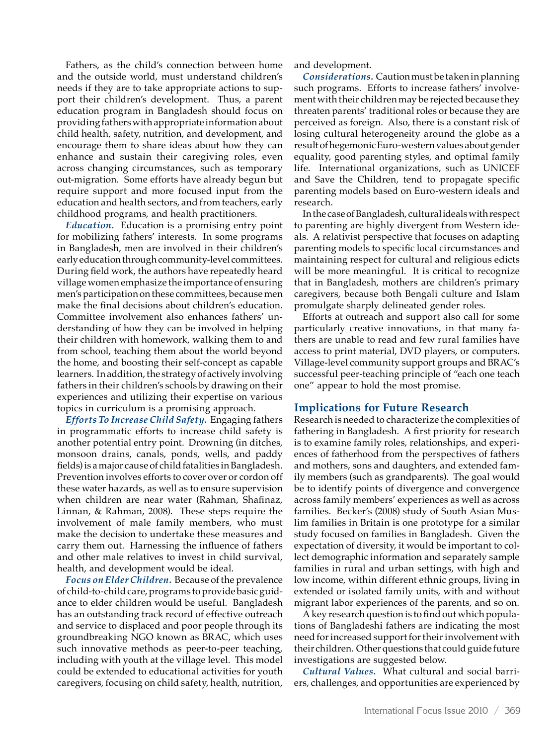Fathers, as the child's connection between home and the outside world, must understand children's needs if they are to take appropriate actions to support their children's development. Thus, a parent education program in Bangladesh should focus on providing fathers with appropriate information about child health, safety, nutrition, and development, and encourage them to share ideas about how they can enhance and sustain their caregiving roles, even across changing circumstances, such as temporary out-migration. Some efforts have already begun but require support and more focused input from the education and health sectors, and from teachers, early childhood programs, and health practitioners.

***Education.*** Education is a promising entry point for mobilizing fathers' interests. In some programs in Bangladesh, men are involved in their children's early education through community-level committees. During field work, the authors have repeatedly heard village women emphasize the importance of ensuring men's participation on these committees, because men make the final decisions about children's education. Committee involvement also enhances fathers' understanding of how they can be involved in helping their children with homework, walking them to and from school, teaching them about the world beyond the home, and boosting their self-concept as capable learners. In addition, the strategy of actively involving fathers in their children's schools by drawing on their experiences and utilizing their expertise on various topics in curriculum is a promising approach.

***Efforts To Increase Child Safety.*** Engaging fathers in programmatic efforts to increase child safety is another potential entry point. Drowning (in ditches, monsoon drains, canals, ponds, wells, and paddy fields) is a major cause of child fatalities in Bangladesh. Prevention involves efforts to cover over or cordon off these water hazards, as well as to ensure supervision when children are near water (Rahman, Shafinaz, Linnan, & Rahman, 2008). These steps require the involvement of male family members, who must make the decision to undertake these measures and carry them out. Harnessing the influence of fathers and other male relatives to invest in child survival, health, and development would be ideal.

***Focus on Elder Children.*** Because of the prevalence of child-to-child care, programs to provide basic guidance to elder children would be useful. Bangladesh has an outstanding track record of effective outreach and service to displaced and poor people through its groundbreaking NGO known as BRAC, which uses such innovative methods as peer-to-peer teaching, including with youth at the village level. This model could be extended to educational activities for youth caregivers, focusing on child safety, health, nutrition, and development.

***Considerations.*** Caution must be taken in planning such programs. Efforts to increase fathers' involvement with their children may be rejected because they threaten parents' traditional roles or because they are perceived as foreign. Also, there is a constant risk of losing cultural heterogeneity around the globe as a result of hegemonic Euro-western values about gender equality, good parenting styles, and optimal family life. International organizations, such as UNICEF and Save the Children, tend to propagate specific parenting models based on Euro-western ideals and research.

In the case of Bangladesh, cultural ideals with respect to parenting are highly divergent from Western ideals. A relativist perspective that focuses on adapting parenting models to specific local circumstances and maintaining respect for cultural and religious edicts will be more meaningful. It is critical to recognize that in Bangladesh, mothers are children's primary caregivers, because both Bengali culture and Islam promulgate sharply delineated gender roles.

Efforts at outreach and support also call for some particularly creative innovations, in that many fathers are unable to read and few rural families have access to print material, DVD players, or computers. Village-level community support groups and BRAC's successful peer-teaching principle of "each one teach one" appear to hold the most promise.

## Implications for Future Research

Research is needed to characterize the complexities of fathering in Bangladesh. A first priority for research is to examine family roles, relationships, and experiences of fatherhood from the perspectives of fathers and mothers, sons and daughters, and extended family members (such as grandparents). The goal would be to identify points of divergence and convergence across family members' experiences as well as across families. Becker's (2008) study of South Asian Muslim families in Britain is one prototype for a similar study focused on families in Bangladesh. Given the expectation of diversity, it would be important to collect demographic information and separately sample families in rural and urban settings, with high and low income, within different ethnic groups, living in extended or isolated family units, with and without migrant labor experiences of the parents, and so on.

A key research question is to find out which populations of Bangladeshi fathers are indicating the most need for increased support for their involvement with their children. Other questions that could guide future investigations are suggested below.

***Cultural Values.*** What cultural and social barriers, challenges, and opportunities are experienced by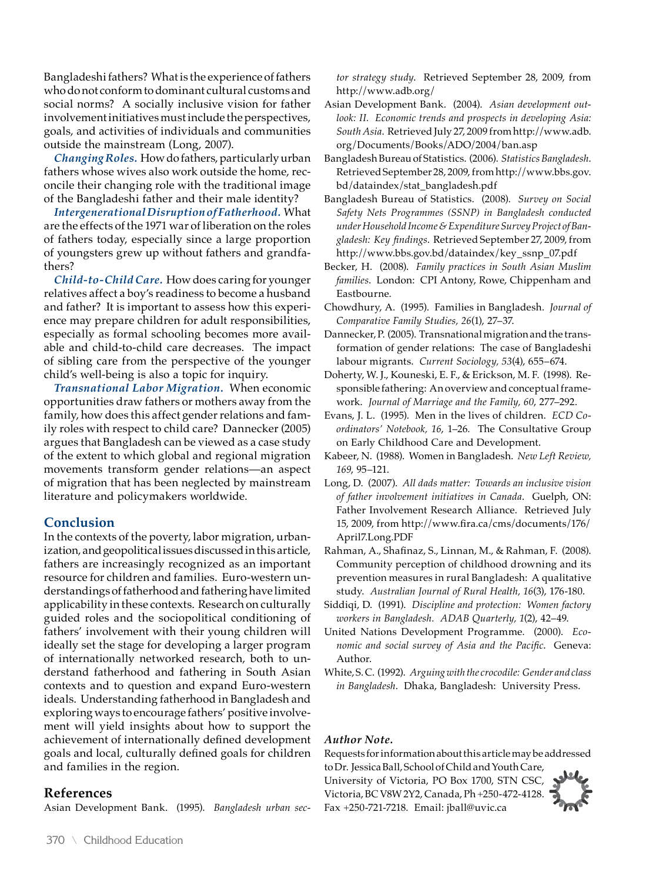Bangladeshi fathers? What is the experience of fathers who do not conform to dominant cultural customs and social norms? A socially inclusive vision for father involvement initiatives must include the perspectives, goals, and activities of individuals and communities outside the mainstream (Long, 2007).

***Changing Roles.*** How do fathers, particularly urban fathers whose wives also work outside the home, reconcile their changing role with the traditional image of the Bangladeshi father and their male identity?

***Intergenerational Disruption of Fatherhood.*** What are the effects of the 1971 war of liberation on the roles of fathers today, especially since a large proportion of youngsters grew up without fathers and grandfathers?

***Child-to-Child Care.*** How does caring for younger relatives affect a boy's readiness to become a husband and father? It is important to assess how this experience may prepare children for adult responsibilities, especially as formal schooling becomes more available and child-to-child care decreases. The impact of sibling care from the perspective of the younger child's well-being is also a topic for inquiry.

***Transnational Labor Migration.*** When economic opportunities draw fathers or mothers away from the family, how does this affect gender relations and family roles with respect to child care? Dannecker (2005) argues that Bangladesh can be viewed as a case study of the extent to which global and regional migration movements transform gender relations—an aspect of migration that has been neglected by mainstream literature and policymakers worldwide.

## Conclusion

In the contexts of the poverty, labor migration, urbanization, and geopolitical issues discussed in this article, fathers are increasingly recognized as an important resource for children and families. Euro-western understandings of fatherhood and fathering have limited applicability in these contexts. Research on culturally guided roles and the sociopolitical conditioning of fathers' involvement with their young children will ideally set the stage for developing a larger program of internationally networked research, both to understand fatherhood and fathering in South Asian contexts and to question and expand Euro-western ideals. Understanding fatherhood in Bangladesh and exploring ways to encourage fathers' positive involvement will yield insights about how to support the achievement of internationally defined development goals and local, culturally defined goals for children and families in the region.

## References

Asian Development Bank. (1995). *Bangladesh urban sector strategy study*. Retrieved September 28, 2009, from http://www.adb.org/

Asian Development Bank. (2004). *Asian development outlook: II. Economic trends and prospects in developing Asia: South Asia.* Retrieved July 27, 2009 from http://www.adb.org/Documents/Books/ADO/2004/ban.asp

Bangladesh Bureau of Statistics. (2006). *Statistics Bangladesh*. Retrieved September 28, 2009, from http://www.bbs.gov.bd/dataindex/stat_bangladesh.pdf

Bangladesh Bureau of Statistics. (2008). *Survey on Social Safety Nets Programmes (SSNP) in Bangladesh conducted under Household Income & Expenditure Survey Project of Bangladesh: Key findings*. Retrieved September 27, 2009, from http://www.bbs.gov.bd/dataindex/key_ssnp_07.pdf

Becker, H. (2008). *Family practices in South Asian Muslim families*. London: CPI Antony, Rowe, Chippenham and Eastbourne.

Chowdhury, A. (1995). Families in Bangladesh. *Journal of Comparative Family Studies, 26*(1), 27–37.

Dannecker, P. (2005). Transnational migration and the transformation of gender relations: The case of Bangladeshi labour migrants. *Current Sociology, 53*(4), 655–674.

Doherty, W. J., Kouneski, E. F., & Erickson, M. F. (1998). Responsible fathering: An overview and conceptual framework. *Journal of Marriage and the Family, 60*, 277–292.

Evans, J. L. (1995). Men in the lives of children. *ECD Coordinators' Notebook, 16*, 1–26. The Consultative Group on Early Childhood Care and Development.

Kabeer, N. (1988). Women in Bangladesh. *New Left Review, 169*, 95–121.

Long, D. (2007). *All dads matter: Towards an inclusive vision of father involvement initiatives in Canada*. Guelph, ON: Father Involvement Research Alliance. Retrieved July 15, 2009, from http://www.fira.ca/cms/documents/176/April7.Long.PDF

Rahman, A., Shafinaz, S., Linnan, M., & Rahman, F. (2008). Community perception of childhood drowning and its prevention measures in rural Bangladesh: A qualitative study. *Australian Journal of Rural Health, 16*(3), 176-180.

Siddiqi, D. (1991). *Discipline and protection: Women factory workers in Bangladesh. ADAB Quarterly, 1*(2), 42–49.

United Nations Development Programme. (2000). *Economic and social survey of Asia and the Pacific*. Geneva: Author.

White, S. C. (1992). *Arguing with the crocodile: Gender and class in Bangladesh*. Dhaka, Bangladesh: University Press.

***Author Note.***

Requests for information about this article may be addressed to Dr. Jessica Ball, School of Child and Youth Care, University of Victoria, PO Box 1700, STN CSC, Victoria, BC V8W 2Y2, Canada, Ph +250-472-4128. Fax +250-721-7218. Email: jball@uvic.ca